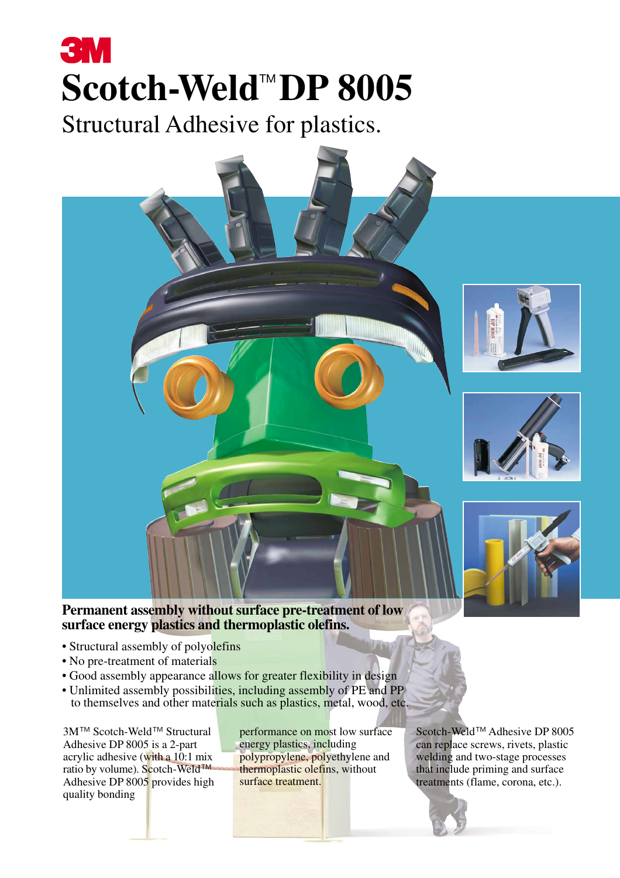3M

# Scotch-Weld™ DP 8005

## Structural Adhesive for plastics.

**Permanent assembly without surface pre-treatment of low surface energy plastics and thermoplastic olefins.**

- Structural assembly of polyolefins
- No pre-treatment of materials
- Good assembly appearance allows for greater flexibility in design
- Unlimited assembly possibilities, including assembly of PE and PP to themselves and other materials such as plastics, metal, wood, etc.

3M™ Scotch-Weld™ Structural Adhesive DP 8005 is a 2-part acrylic adhesive (with a 10:1 mix ratio by volume). Scotch-Weld™ Adhesive DP 8005 provides high quality bonding performance on most low surface energy plastics, including polypropylene, polyethylene and thermoplastic olefins, without surface treatment.

Scotch-Weld™ Adhesive DP 8005 can replace screws, rivets, plastic welding and two-stage processes that include priming and surface treatments (flame, corona, etc.).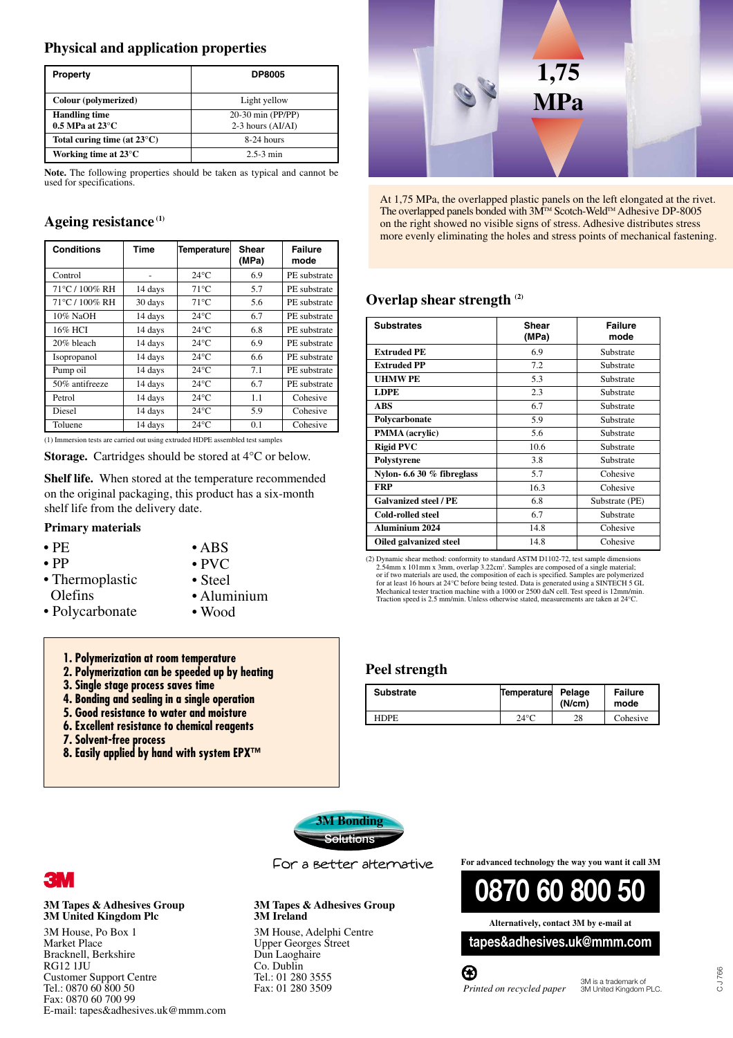## Physical and application properties

| Property | DP8005 |
|---|---|
| Colour (polymerized) | Light yellow |
| Handling time 0.5 MPa at 23°C | 20-30 min (PP/PP) 2-3 hours (Al/Al) |
| Total curing time (at 23°C) | 8-24 hours |
| Working time at 23°C | 2.5-3 min |

**Note.** The following properties should be taken as typical and cannot be used for specifications.

## Ageing resistance [1]

| Conditions | Time | Temperature | Shear (MPa) | Failure mode |
|---|---|---|---|---|
| Control | - | 24°C | 6.9 | PE substrate |
| 71°C / 100% RH | 14 days | 71°C | 5.7 | PE substrate |
| 71°C / 100% RH | 30 days | 71°C | 5.6 | PE substrate |
| 10% NaOH | 14 days | 24°C | 6.7 | PE substrate |
| 16% HCl | 14 days | 24°C | 6.8 | PE substrate |
| 20% bleach | 14 days | 24°C | 6.9 | PE substrate |
| Isopropanol | 14 days | 24°C | 6.6 | PE substrate |
| Pump oil | 14 days | 24°C | 7.1 | PE substrate |
| 50% antifreeze | 14 days | 24°C | 6.7 | PE substrate |
| Petrol | 14 days | 24°C | 1.1 | Cohesive |
| Diesel | 14 days | 24°C | 5.9 | Cohesive |
| Toluene | 14 days | 24°C | 0.1 | Cohesive |

(1) Immersion tests are carried out using extruded HDPE assembled test samples

**Storage.** Cartridges should be stored at 4°C or below.

**Shelf life.** When stored at the temperature recommended on the original packaging, this product has a six-month shelf life from the delivery date.

### Primary materials

- PE
- PP
- Thermoplastic Olefins
- Polycarbonate
- ABS
- PVC
- Steel
- Aluminium
- Wood

1. Polymerization at room temperature
2. Polymerization can be speeded up by heating
3. Single stage process saves time
4. Bonding and sealing in a single operation
5. Good resistance to water and moisture
6. Excellent resistance to chemical reagents
7. Solvent-free process
8. Easily applied by hand with system EPX™

1,75 MPa

At 1,75 MPa, the overlapped plastic panels on the left elongated at the rivet. The overlapped panels bonded with 3M™ Scotch-Weld™ Adhesive DP-8005 on the right showed no visible signs of stress. Adhesive distributes stress more evenly eliminating the holes and stress points of mechanical fastening.

## Overlap shear strength [2]

| Substrates | Shear (MPa) | Failure mode |
|---|---|---|
| **Extruded PE** | 6.9 | Substrate |
| **Extruded PP** | 7.2 | Substrate |
| **UHMW PE** | 5.3 | Substrate |
| **LDPE** | 2.3 | Substrate |
| **ABS** | 6.7 | Substrate |
| **Polycarbonate** | 5.9 | Substrate |
| **PMMA (acrylic)** | 5.6 | Substrate |
| **Rigid PVC** | 10.6 | Substrate |
| **Polystyrene** | 3.8 | Substrate |
| **Nylon- 6.6 30 % fibreglass** | 5.7 | Cohesive |
| **FRP** | 16.3 | Cohesive |
| **Galvanized steel / PE** | 6.8 | Substrate (PE) |
| **Cold-rolled steel** | 6.7 | Substrate |
| **Aluminium 2024** | 14.8 | Cohesive |
| **Oiled galvanized steel** | 14.8 | Cohesive |

(2) Dynamic shear method: conformity to standard ASTM D1102-72, test sample dimensions 2.54mm x 101mm x 3mm, overlap 3.22cm². Samples are composed of a single material; or if two materials are used, the composition of each is specified. Samples are polymerized for at least 16 hours at 24°C before being tested. Data is generated using a SINTECH 5 GL Mechanical tester traction machine with a 1000 or 2500 daN cell. Test speed is 12mm/min. Traction speed is 2.5 mm/min. Unless otherwise stated, measurements are taken at 24°C.

## Peel strength

| Substrate | Temperature | Pelage (N/cm) | Failure mode |
|---|---|---|---|
| HDPE | 24°C | 28 | Cohesive |

3M Bonding Solutions

For a better alternative

3M

**3M Tapes & Adhesives Group**
**3M United Kingdom Plc**

3M House, Po Box 1
Market Place
Bracknell, Berkshire
RG12 1JU
Customer Support Centre
Tel.: 0870 60 800 50
Fax: 0870 60 700 99
E-mail: tapes&adhesives.uk@mmm.com

**3M Tapes & Adhesives Group**
**3M Ireland**

3M House, Adelphi Centre
Upper Georges Street
Dun Laoghaire
Co. Dublin
Tel.: 01 280 3555
Fax: 01 280 3509

**For advanced technology the way you want it call 3M**

**0870 60 800 50**

**Alternatively, contact 3M by e-mail at**

**tapes&adhesives.uk@mmm.com**

*Printed on recycled paper*

3M is a trademark of 3M United Kingdom PLC.

CJ 766